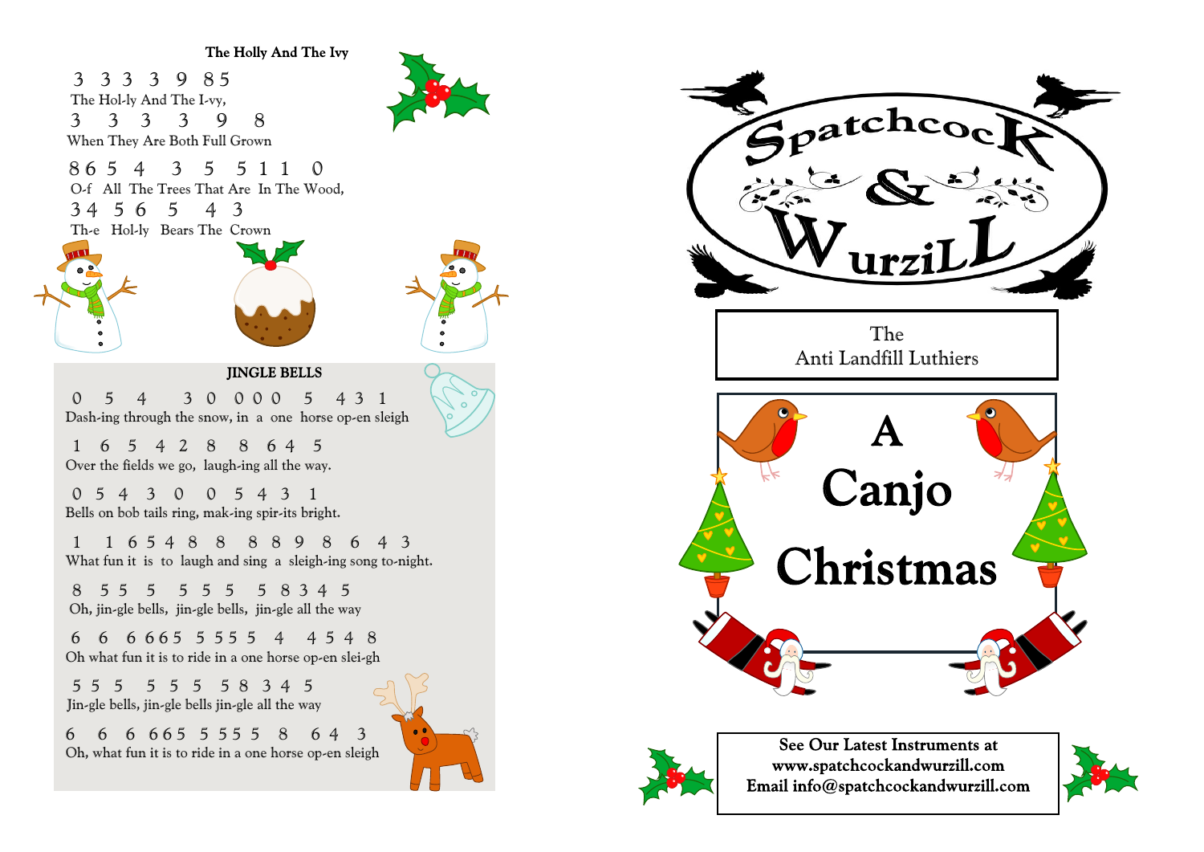## The Holly And The Ivy

3 3 3 3 9 8 5
The Hol-ly And The I-vy,
3 3 3 3 9 8
When They Are Both Full Grown

8 6 5 4 3 5 5 1 1 0
O-f All The Trees That Are In The Wood,
3 4 5 6 5 4 3
Th-e Hol-ly Bears The Crown

## JINGLE BELLS

0 5 4 3 0 0 0 0 5 4 3 1
Dash-ing through the snow, in a one horse op-en sleigh

1 6 5 4 2 8 8 6 4 5
Over the fields we go, laugh-ing all the way.

0 5 4 3 0 0 5 4 3 1
Bells on bob tails ring, mak-ing spir-its bright.

1 1 6 5 4 8 8 8 8 9 8 6 4 3
What fun it is to laugh and sing a sleigh-ing song to-night.

8 5 5 5 5 5 5 5 8 3 4 5
Oh, jin-gle bells, jin-gle bells, jin-gle all the way

6 6 6 6 6 5 5 5 5 5 4 4 5 4 8
Oh what fun it is to ride in a one horse op-en slei-gh

5 5 5 5 5 5 5 8 3 4 5
Jin-gle bells, jin-gle bells jin-gle all the way

6 6 6 6 6 5 5 5 5 5 8 6 4 3
Oh, what fun it is to ride in a one horse op-en sleigh

# Spatchcock & Wurzill

The
Anti Landfill Luthiers

# A Canjo Christmas

**See Our Latest Instruments at**
**www.spatchcockandwurzill.com**
**Email info@spatchcockandwurzill.com**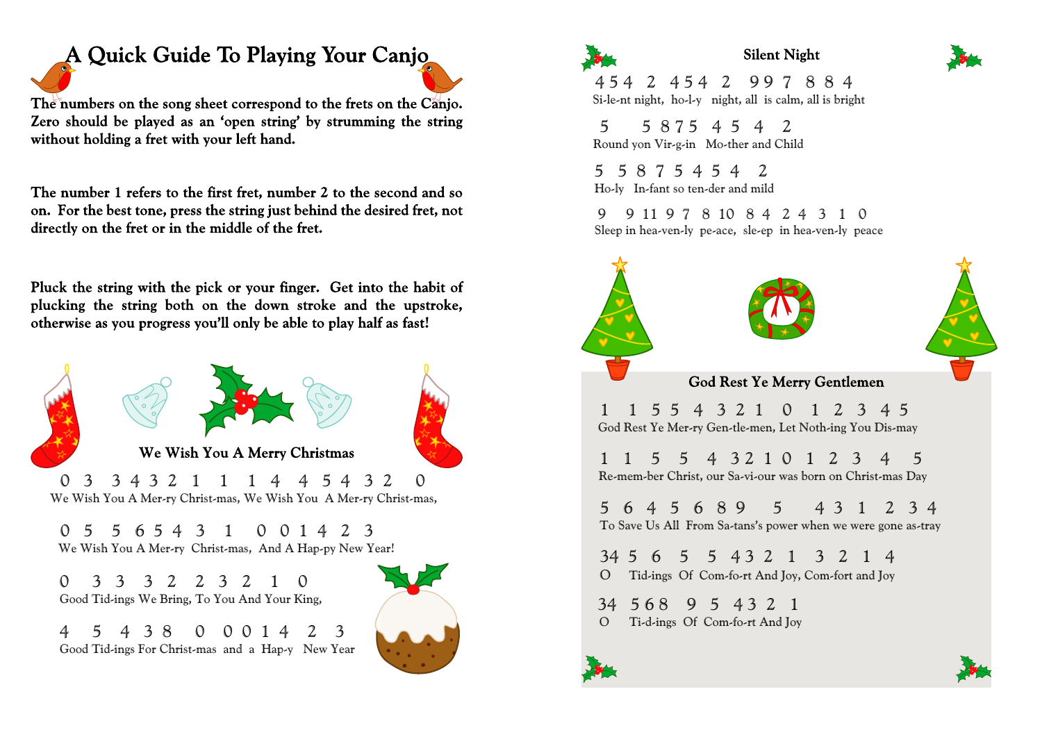# A Quick Guide To Playing Your Canjo

**The numbers on the song sheet correspond to the frets on the Canjo. Zero should be played as an 'open string' by strumming the string without holding a fret with your left hand.**

**The number 1 refers to the first fret, number 2 to the second and so on. For the best tone, press the string just behind the desired fret, not directly on the fret or in the middle of the fret.**

**Pluck the string with the pick or your finger. Get into the habit of plucking the string both on the down stroke and the upstroke, otherwise as you progress you'll only be able to play half as fast!**

## We Wish You A Merry Christmas

0 3 3 4 3 2 1 1 1 4 4 5 4 3 2 0
We Wish You A Mer-ry Christ-mas, We Wish You A Mer-ry Christ-mas,

0 5 5 6 5 4 3 1 0 0 1 4 2 3
We Wish You A Mer-ry Christ-mas, And A Hap-py New Year!

0 3 3 3 2 2 3 2 1 0
Good Tid-ings We Bring, To You And Your King,

4 5 4 3 8 0 0 0 1 4 2 3
Good Tid-ings For Christ-mas and a Hap-y New Year

## Silent Night

4 5 4 2 4 5 4 2 9 9 7 8 8 4
Si-le-nt night, ho-l-y night, all is calm, all is bright

5 5 8 7 5 4 5 4 2
Round yon Vir-g-in Mo-ther and Child

5 5 8 7 5 4 5 4 2
Ho-ly In-fant so ten-der and mild

9 9 11 9 7 8 10 8 4 2 4 3 1 0
Sleep in hea-ven-ly pe-ace, sle-ep in hea-ven-ly peace

## God Rest Ye Merry Gentlemen

1 1 5 5 4 3 2 1 0 1 2 3 4 5
God Rest Ye Mer-ry Gen-tle-men, Let Noth-ing You Dis-may

1 1 5 5 4 3 2 1 0 1 2 3 4 5
Re-mem-ber Christ, our Sa-vi-our was born on Christ-mas Day

5 6 4 5 6 8 9 5 4 3 1 2 3 4
To Save Us All From Sa-tans's power when we were gone as-tray

34 5 6 5 5 4 3 2 1 3 2 1 4
O Tid-ings Of Com-fo-rt And Joy, Com-fort and Joy

34 5 6 8 9 5 4 3 2 1
O Ti-d-ings Of Com-fo-rt And Joy